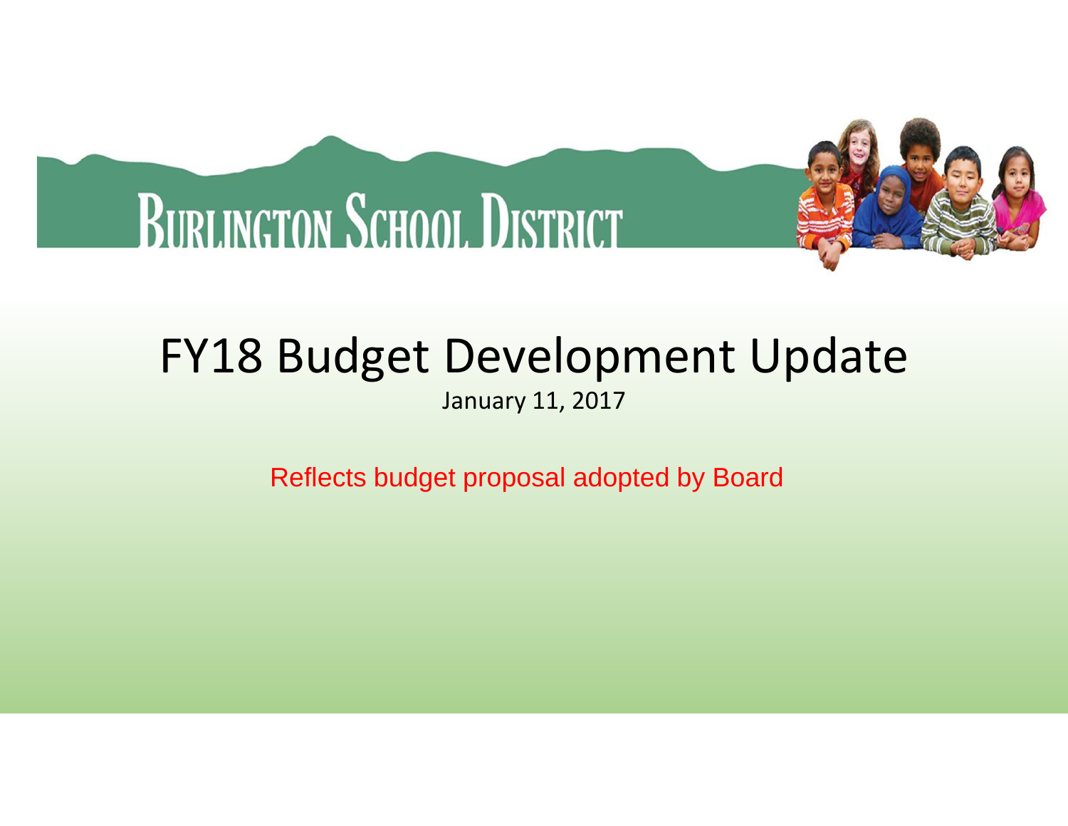# Burlington School District

# FY18 Budget Development Update

January 11, 2017

Reflects budget proposal adopted by Board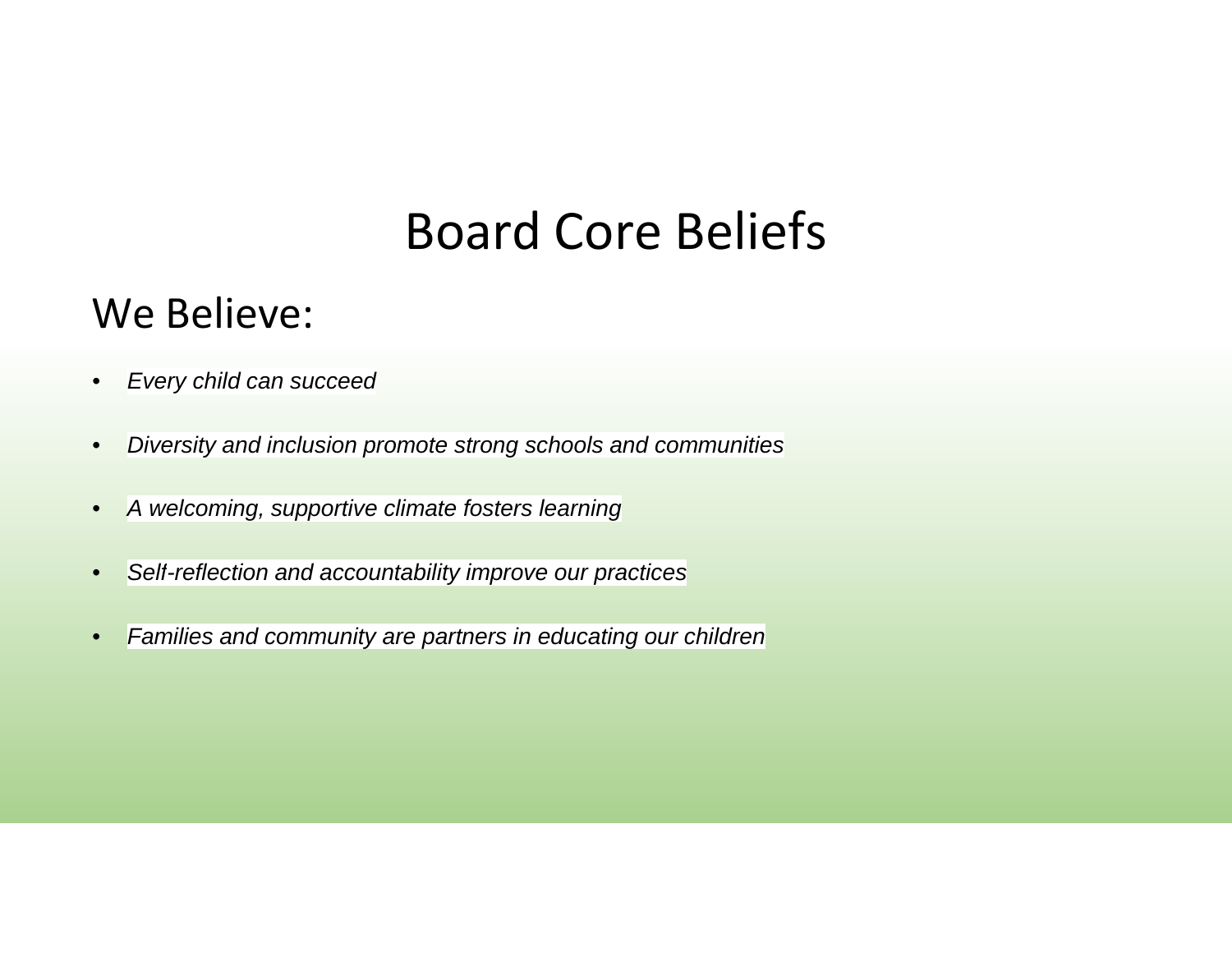# Board Core Beliefs

## We Believe:

- *Every child can succeed*
- *Diversity and inclusion promote strong schools and communities*
- *A welcoming, supportive climate fosters learning*
- *Self-reflection and accountability improve our practices*
- *Families and community are partners in educating our children*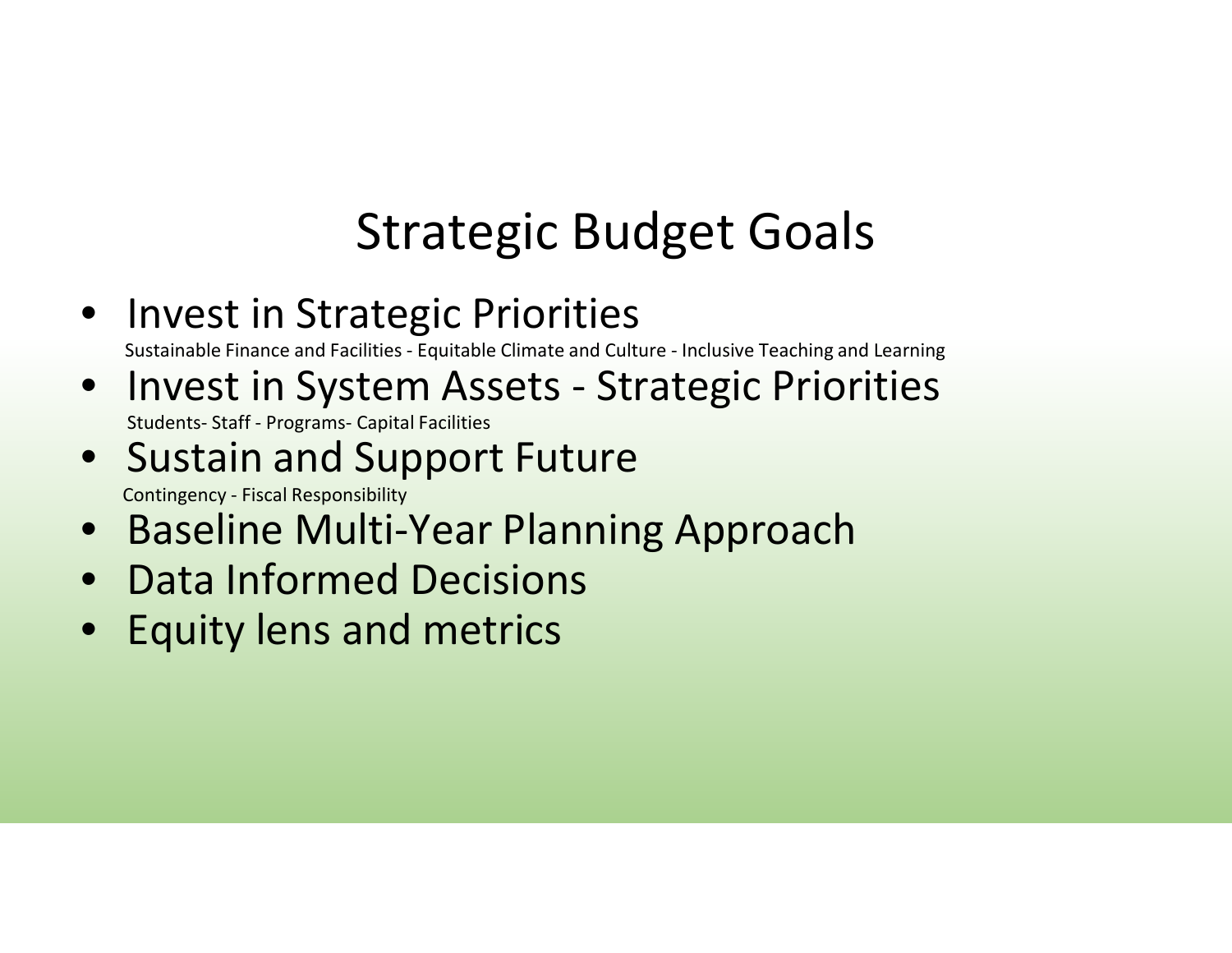# Strategic Budget Goals

- Invest in Strategic Priorities
  Sustainable Finance and Facilities - Equitable Climate and Culture - Inclusive Teaching and Learning
- Invest in System Assets - Strategic Priorities
  Students- Staff - Programs- Capital Facilities
- Sustain and Support Future
  Contingency - Fiscal Responsibility
- Baseline Multi-Year Planning Approach
- Data Informed Decisions
- Equity lens and metrics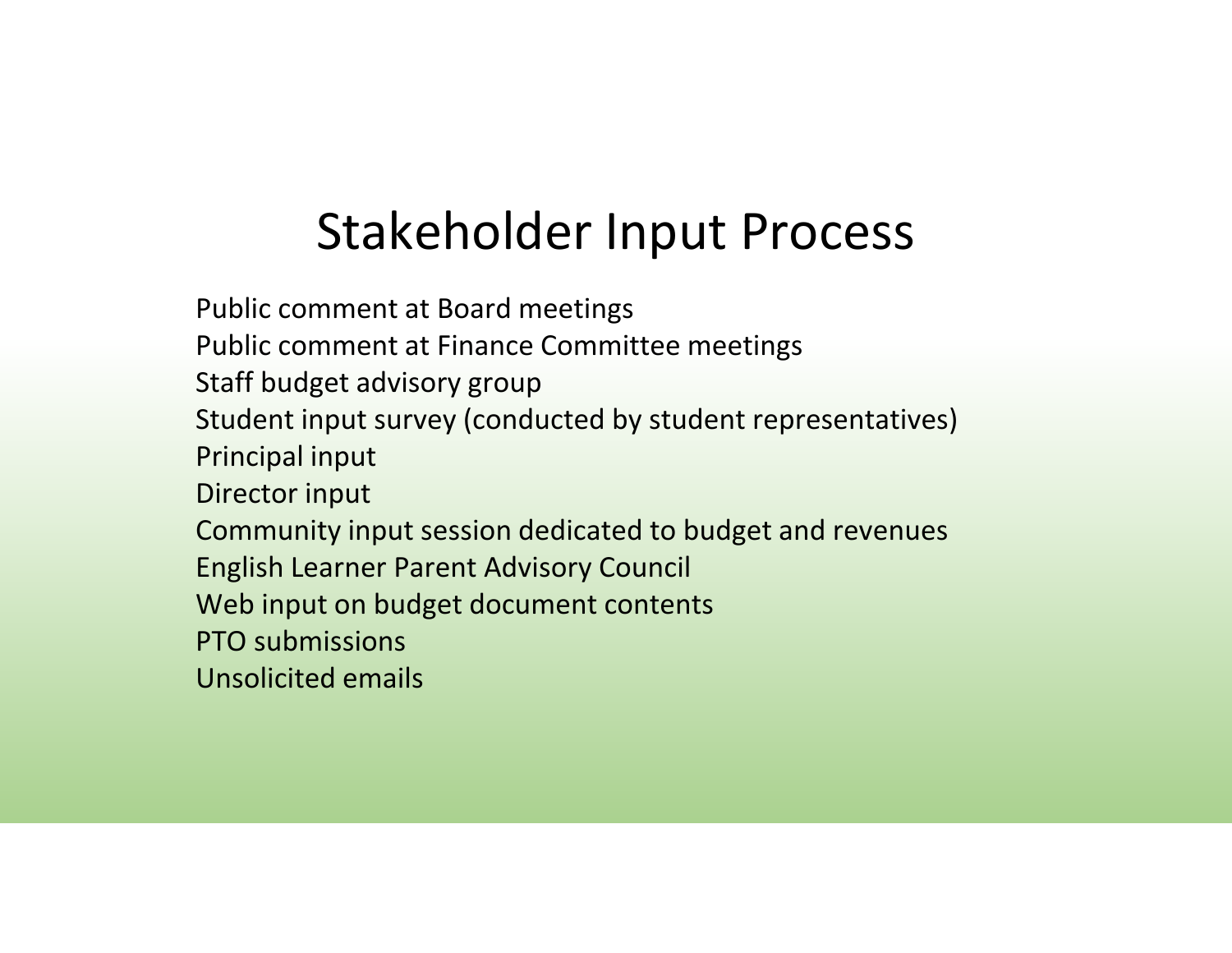# Stakeholder Input Process

Public comment at Board meetings
Public comment at Finance Committee meetings
Staff budget advisory group
Student input survey (conducted by student representatives)
Principal input
Director input
Community input session dedicated to budget and revenues
English Learner Parent Advisory Council
Web input on budget document contents
PTO submissions
Unsolicited emails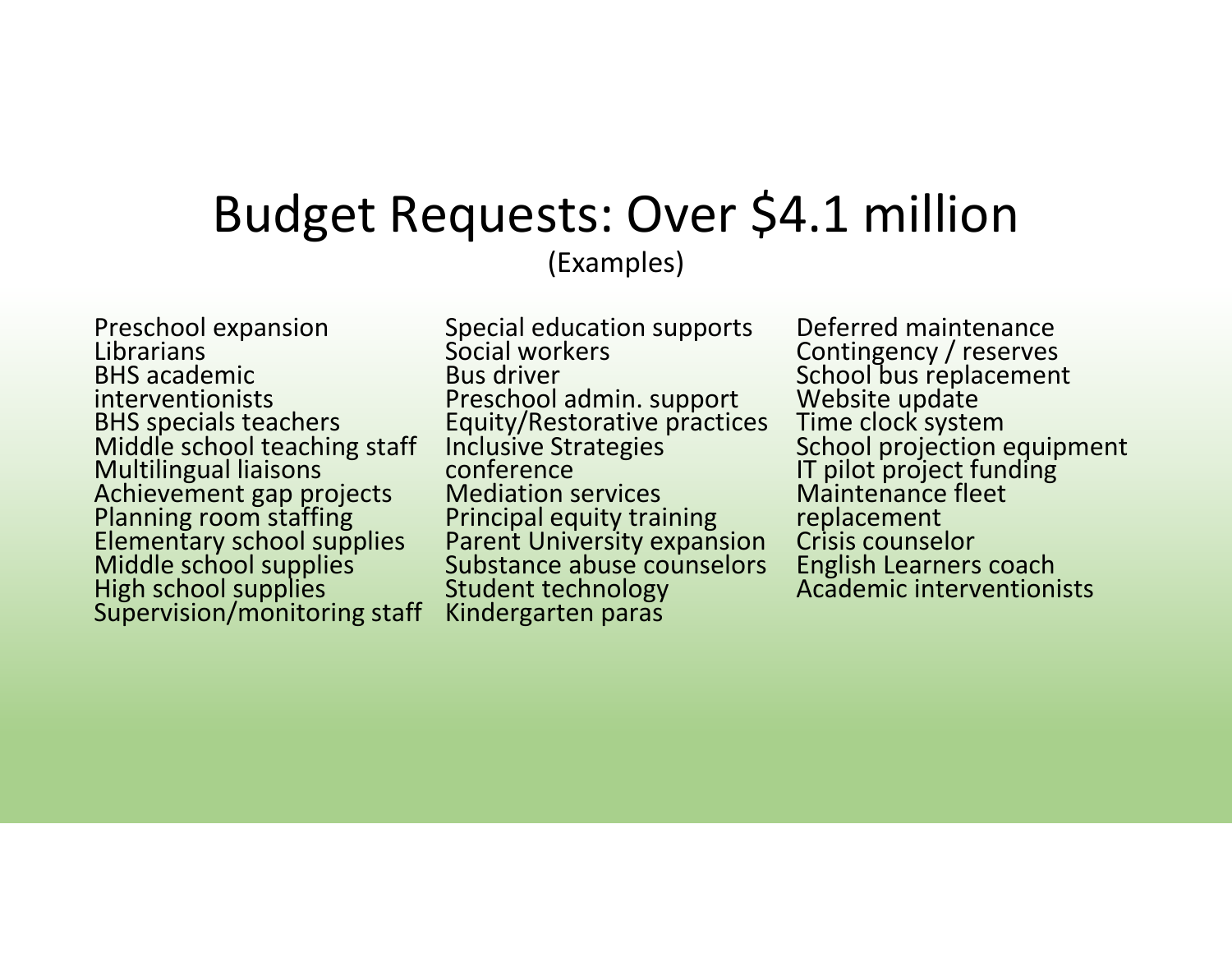# Budget Requests: Over $4.1 million

(Examples)

- Preschool expansion
- Librarians
- BHS academic interventionists
- BHS specials teachers
- Middle school teaching staff
- Multilingual liaisons
- Achievement gap projects
- Planning room staffing
- Elementary school supplies
- Middle school supplies
- High school supplies
- Supervision/monitoring staff
- Special education supports
- Social workers
- Bus driver
- Preschool admin. support
- Equity/Restorative practices
- Inclusive Strategies conference
- Mediation services
- Principal equity training
- Parent University expansion
- Substance abuse counselors
- Student technology
- Kindergarten paras
- Deferred maintenance
- Contingency / reserves
- School bus replacement
- Website update
- Time clock system
- School projection equipment
- IT pilot project funding
- Maintenance fleet replacement
- Crisis counselor
- English Learners coach
- Academic interventionists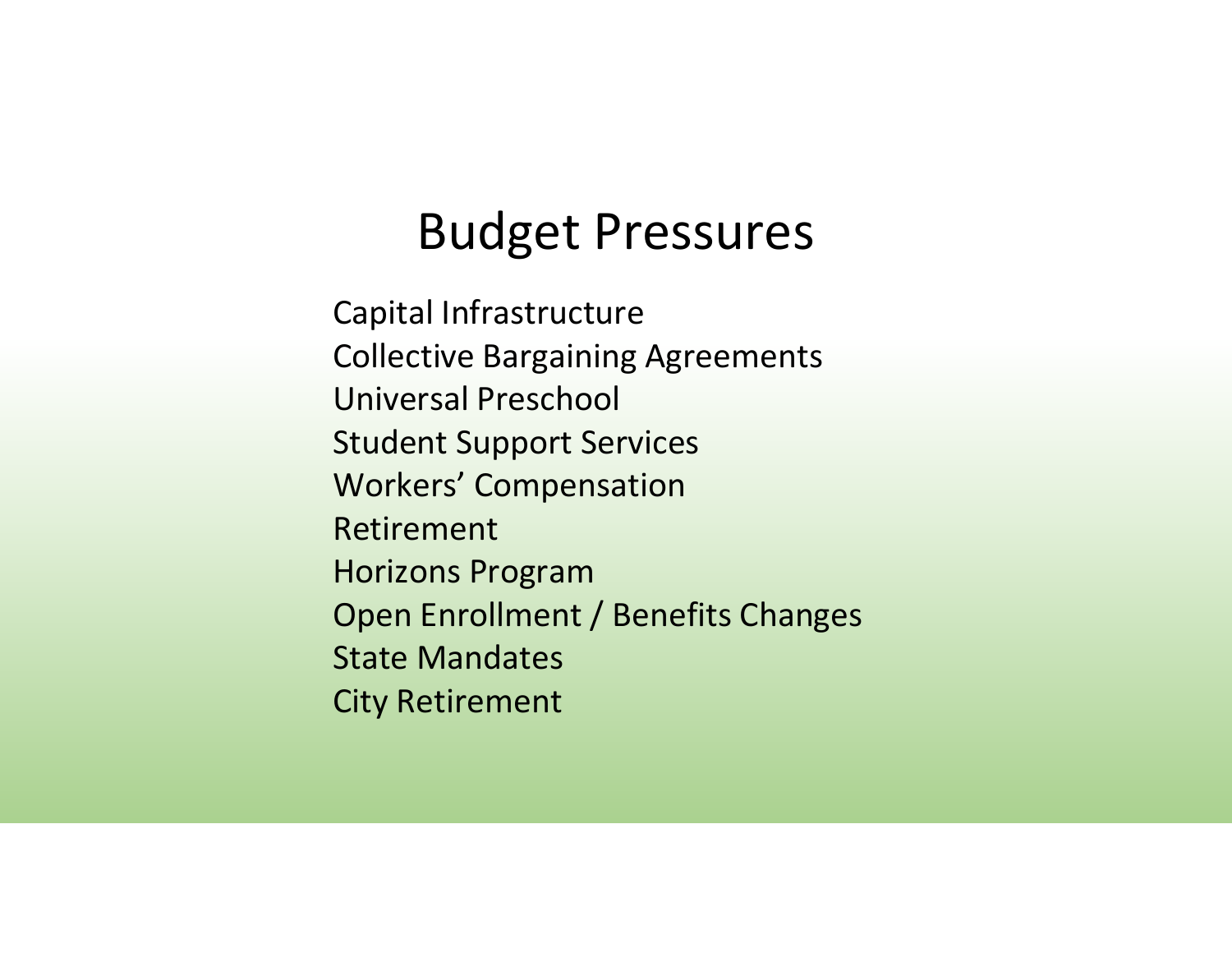# Budget Pressures

Capital Infrastructure
Collective Bargaining Agreements
Universal Preschool
Student Support Services
Workers' Compensation
Retirement
Horizons Program
Open Enrollment / Benefits Changes
State Mandates
City Retirement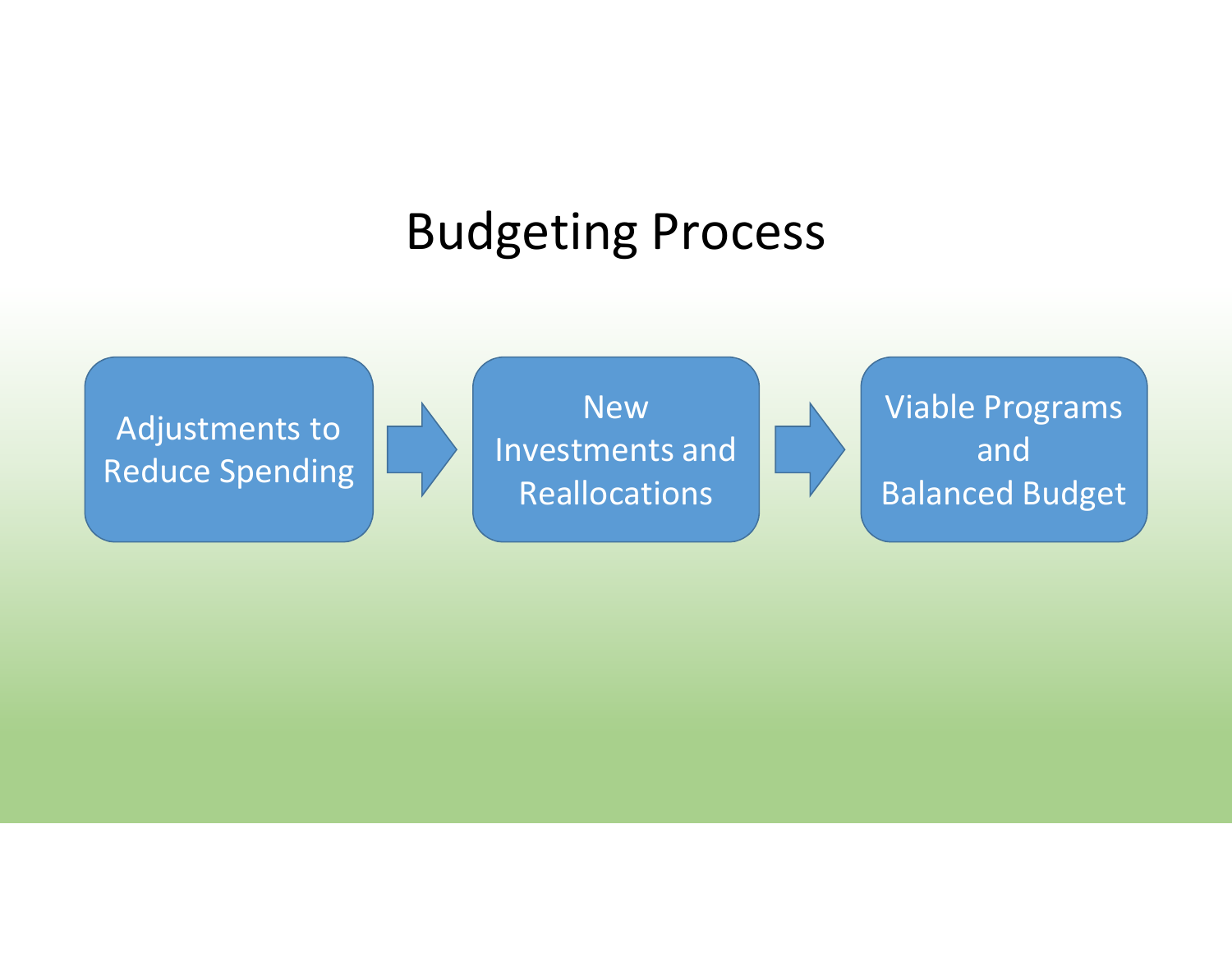# Budgeting Process

Adjustments to Reduce Spending → New Investments and Reallocations → Viable Programs and Balanced Budget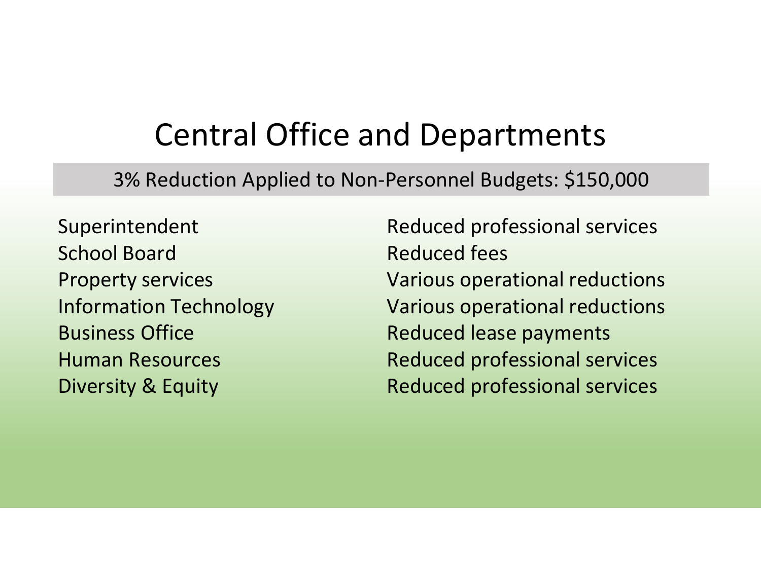# Central Office and Departments

3% Reduction Applied to Non-Personnel Budgets: $150,000

| | |
|---|---|
| Superintendent | Reduced professional services |
| School Board | Reduced fees |
| Property services | Various operational reductions |
| Information Technology | Various operational reductions |
| Business Office | Reduced lease payments |
| Human Resources | Reduced professional services |
| Diversity & Equity | Reduced professional services |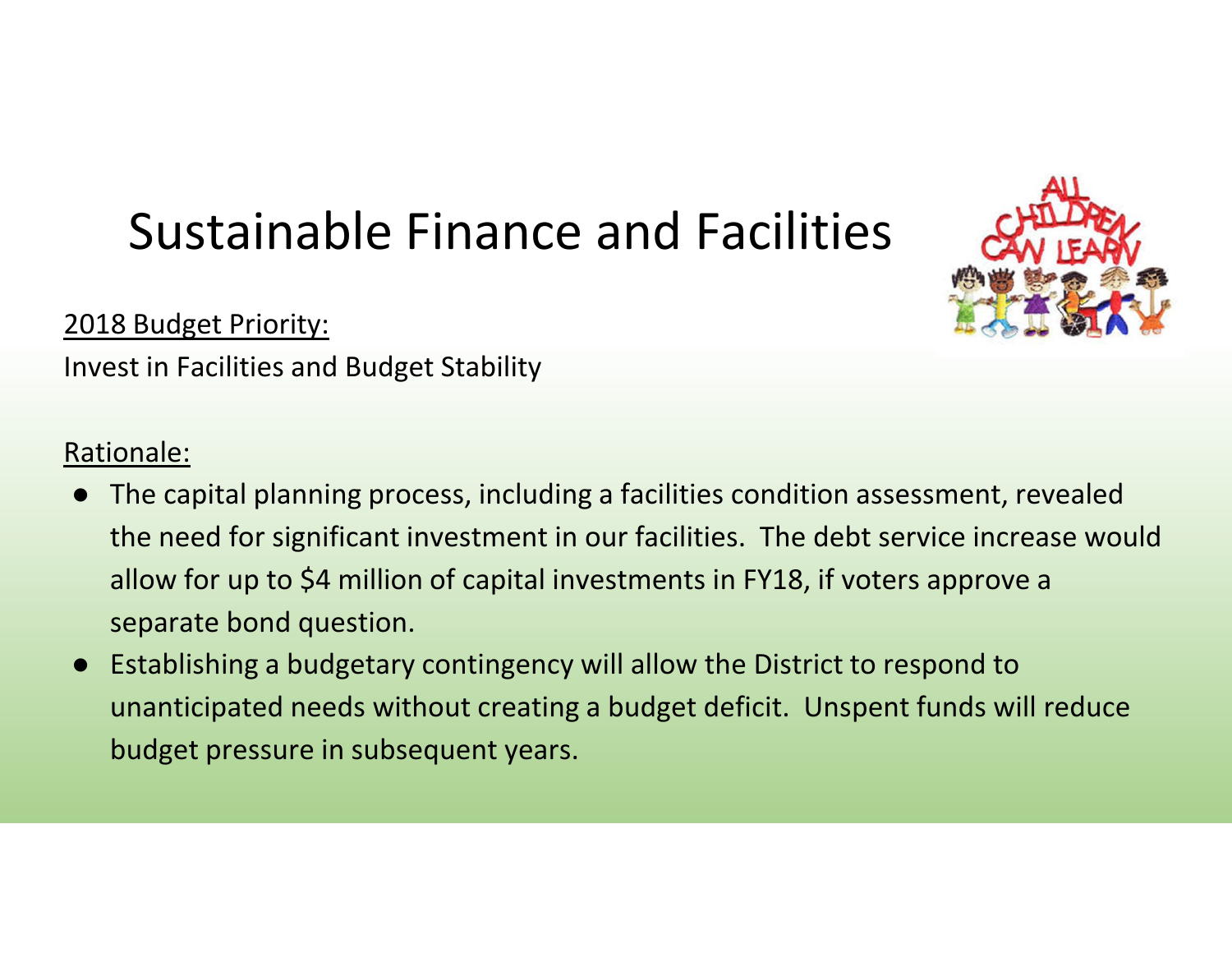# Sustainable Finance and Facilities

2018 Budget Priority:

Invest in Facilities and Budget Stability

Rationale:

- The capital planning process, including a facilities condition assessment, revealed the need for significant investment in our facilities. The debt service increase would allow for up to $4 million of capital investments in FY18, if voters approve a separate bond question.
- Establishing a budgetary contingency will allow the District to respond to unanticipated needs without creating a budget deficit. Unspent funds will reduce budget pressure in subsequent years.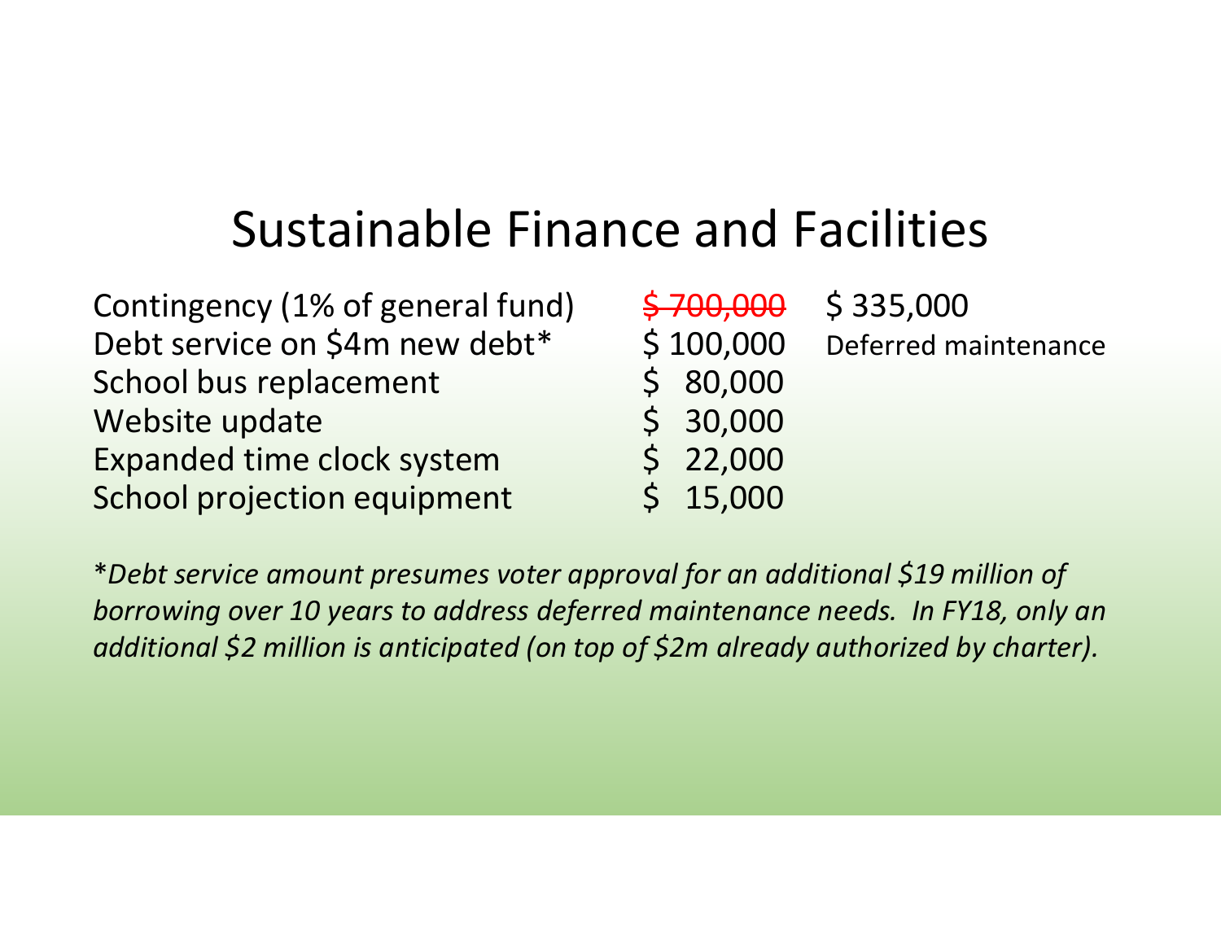# Sustainable Finance and Facilities

| | | |
|---|---|---|
| Contingency (1% of general fund) | ~~$ 700,000~~ | $ 335,000 |
| Debt service on $4m new debt* | $ 100,000 | Deferred maintenance |
| School bus replacement | $ 80,000 | |
| Website update | $ 30,000 | |
| Expanded time clock system | $ 22,000 | |
| School projection equipment | $ 15,000 | |

*\*Debt service amount presumes voter approval for an additional $19 million of borrowing over 10 years to address deferred maintenance needs. In FY18, only an additional $2 million is anticipated (on top of $2m already authorized by charter).*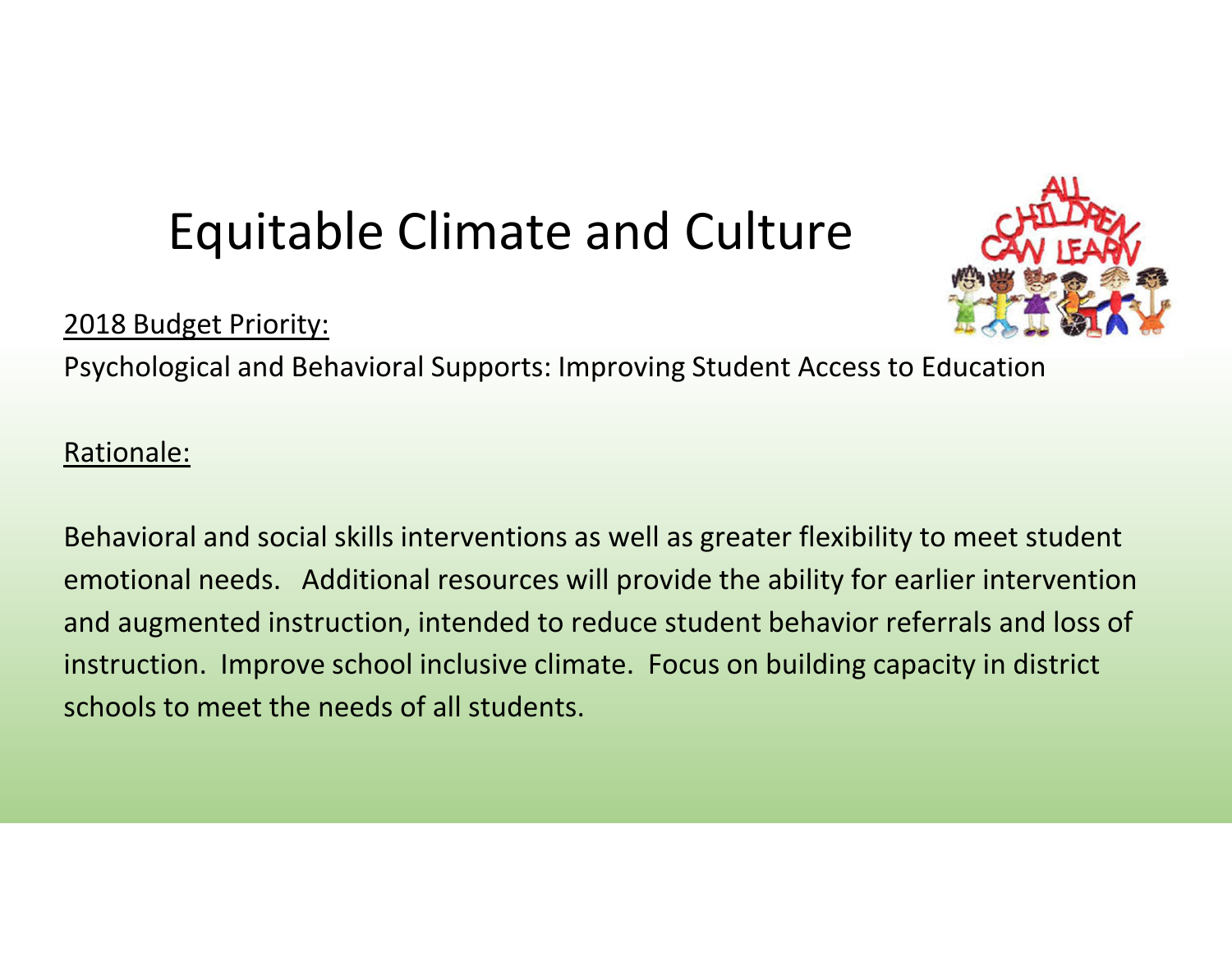# Equitable Climate and Culture

2018 Budget Priority:

Psychological and Behavioral Supports: Improving Student Access to Education

Rationale:

Behavioral and social skills interventions as well as greater flexibility to meet student emotional needs. Additional resources will provide the ability for earlier intervention and augmented instruction, intended to reduce student behavior referrals and loss of instruction. Improve school inclusive climate. Focus on building capacity in district schools to meet the needs of all students.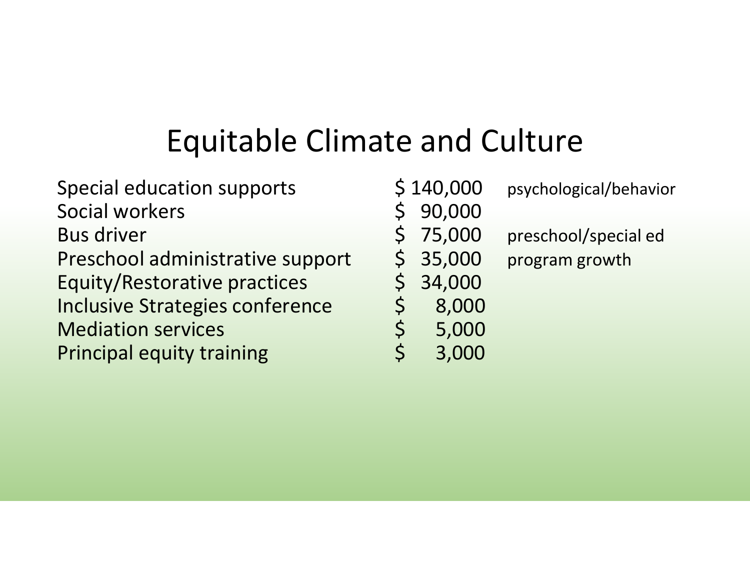# Equitable Climate and Culture

| | | |
|---|---|---|
| Special education supports | $ 140,000 | psychological/behavior |
| Social workers | $ 90,000 | |
| Bus driver | $ 75,000 | preschool/special ed |
| Preschool administrative support | $ 35,000 | program growth |
| Equity/Restorative practices | $ 34,000 | |
| Inclusive Strategies conference | $ 8,000 | |
| Mediation services | $ 5,000 | |
| Principal equity training | $ 3,000 | |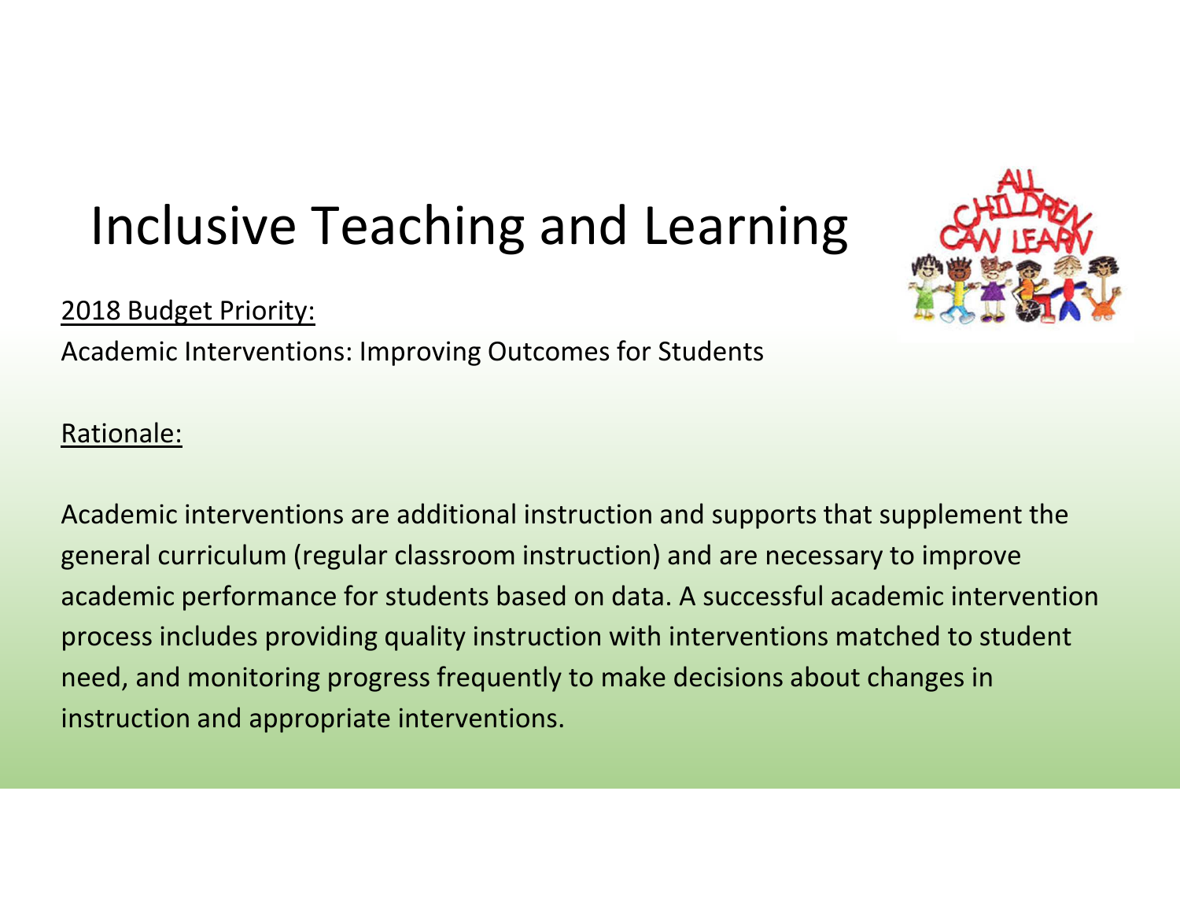# Inclusive Teaching and Learning

<u>2018 Budget Priority:</u>

Academic Interventions: Improving Outcomes for Students

<u>Rationale:</u>

Academic interventions are additional instruction and supports that supplement the general curriculum (regular classroom instruction) and are necessary to improve academic performance for students based on data. A successful academic intervention process includes providing quality instruction with interventions matched to student need, and monitoring progress frequently to make decisions about changes in instruction and appropriate interventions.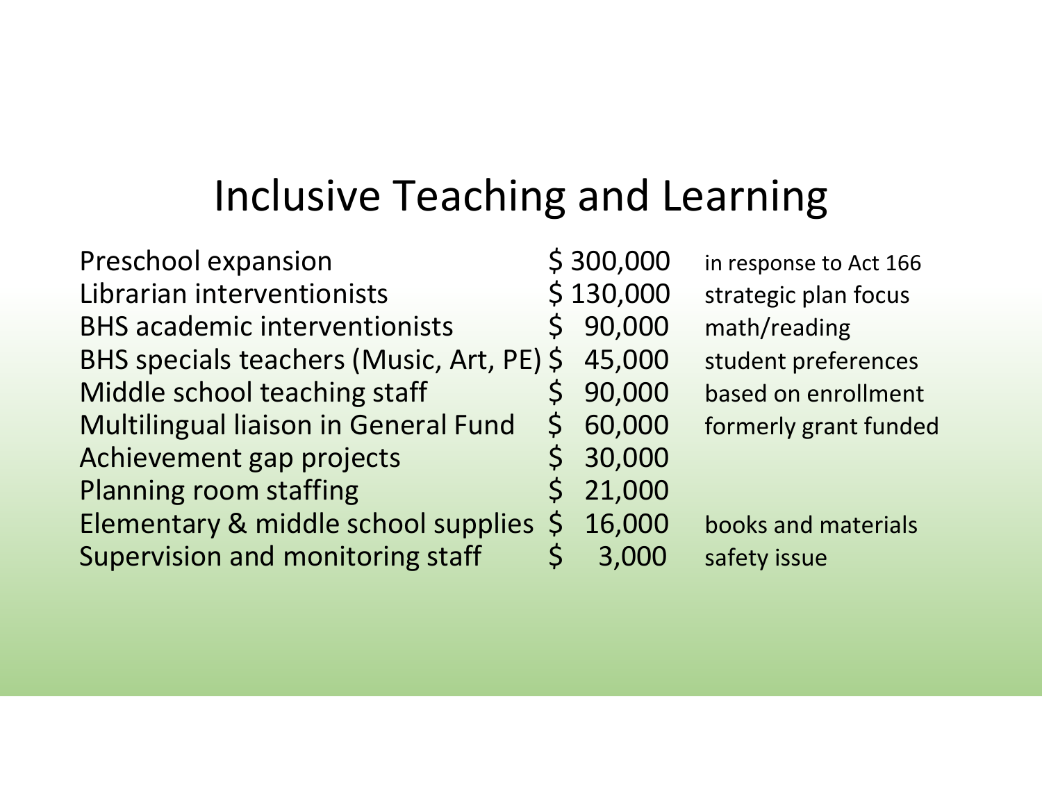# Inclusive Teaching and Learning

| | | |
|---|---|---|
| Preschool expansion | $ 300,000 | in response to Act 166 |
| Librarian interventionists | $ 130,000 | strategic plan focus |
| BHS academic interventionists | $ 90,000 | math/reading |
| BHS specials teachers (Music, Art, PE) | $ 45,000 | student preferences |
| Middle school teaching staff | $ 90,000 | based on enrollment |
| Multilingual liaison in General Fund | $ 60,000 | formerly grant funded |
| Achievement gap projects | $ 30,000 | |
| Planning room staffing | $ 21,000 | |
| Elementary & middle school supplies | $ 16,000 | books and materials |
| Supervision and monitoring staff | $ 3,000 | safety issue |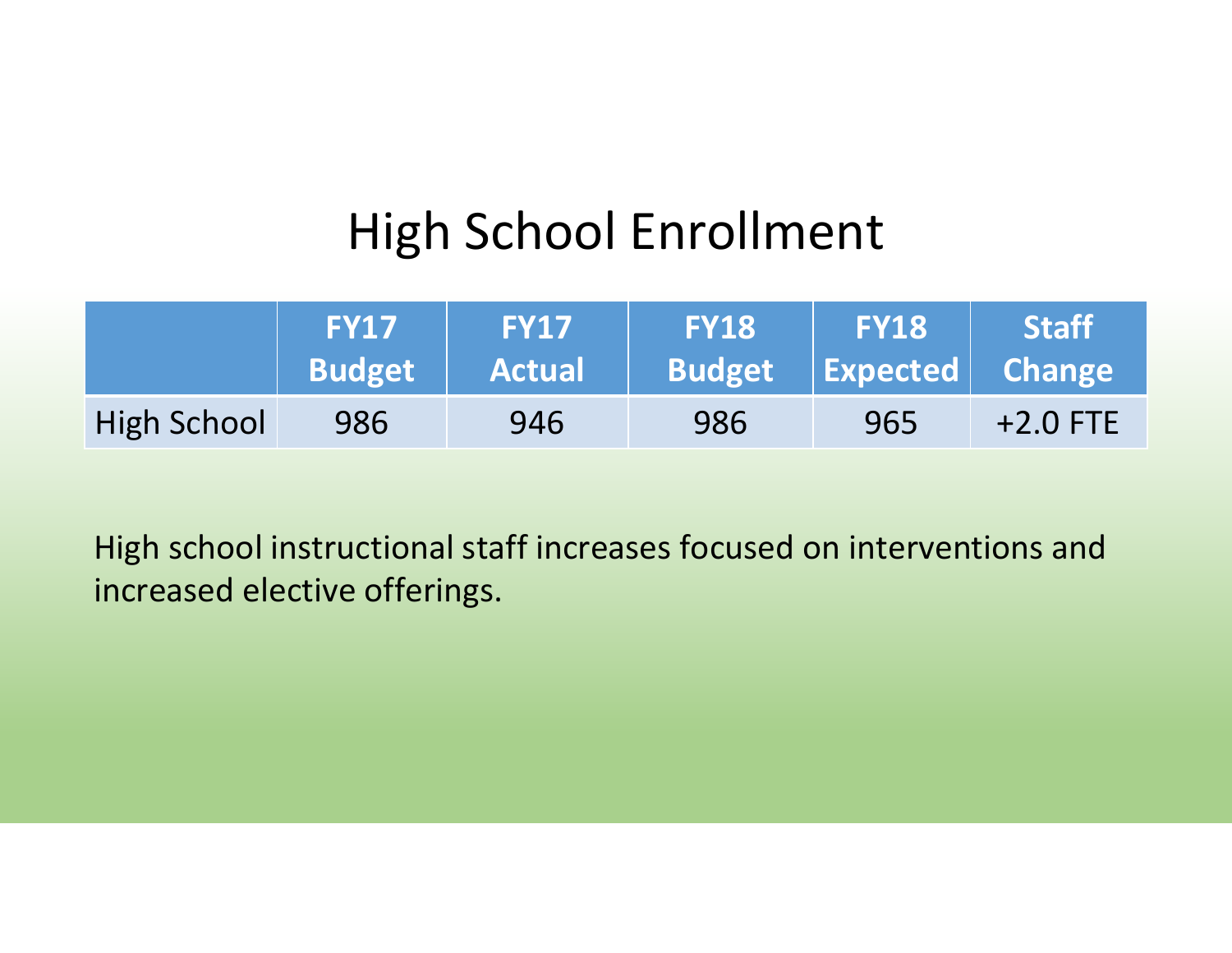# High School Enrollment

| | FY17 Budget | FY17 Actual | FY18 Budget | FY18 Expected | Staff Change |
|---|---|---|---|---|---|
| High School | 986 | 946 | 986 | 965 | +2.0 FTE |

High school instructional staff increases focused on interventions and increased elective offerings.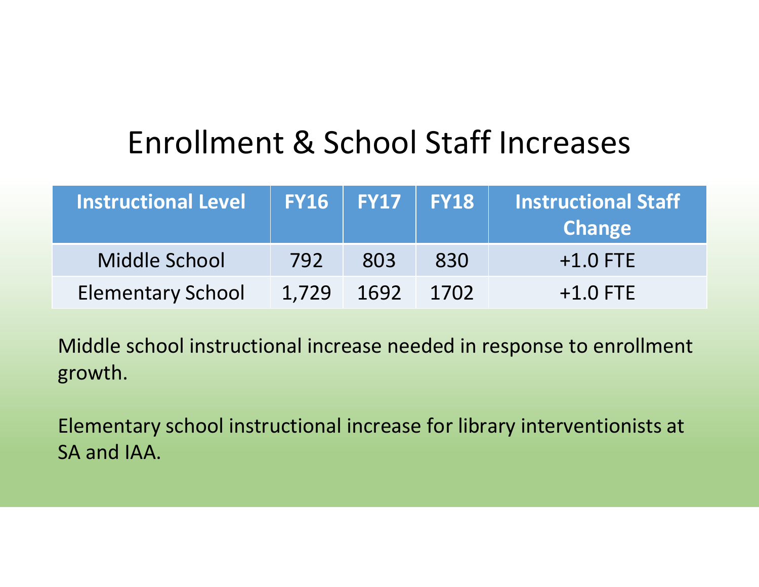# Enrollment & School Staff Increases

| Instructional Level | FY16 | FY17 | FY18 | Instructional Staff Change |
|---|---|---|---|---|
| Middle School | 792 | 803 | 830 | +1.0 FTE |
| Elementary School | 1,729 | 1692 | 1702 | +1.0 FTE |

Middle school instructional increase needed in response to enrollment growth.

Elementary school instructional increase for library interventionists at SA and IAA.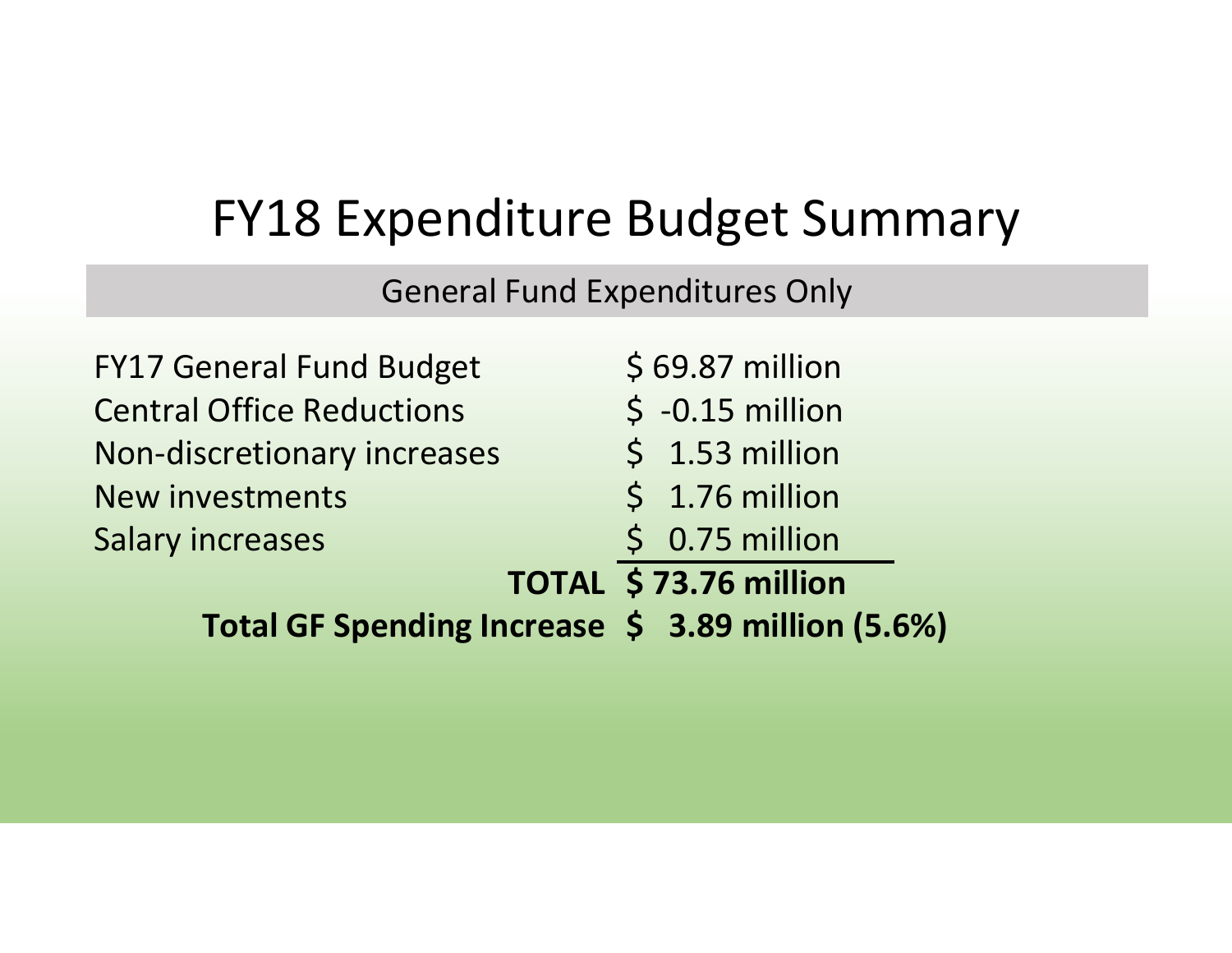# FY18 Expenditure Budget Summary

General Fund Expenditures Only

| | |
|---|---|
| FY17 General Fund Budget | $ 69.87 million |
| Central Office Reductions | $ -0.15 million |
| Non-discretionary increases | $ 1.53 million |
| New investments | $ 1.76 million |
| Salary increases | $ 0.75 million |
| **TOTAL** | **$ 73.76 million** |
| **Total GF Spending Increase** | **$ 3.89 million (5.6%)** |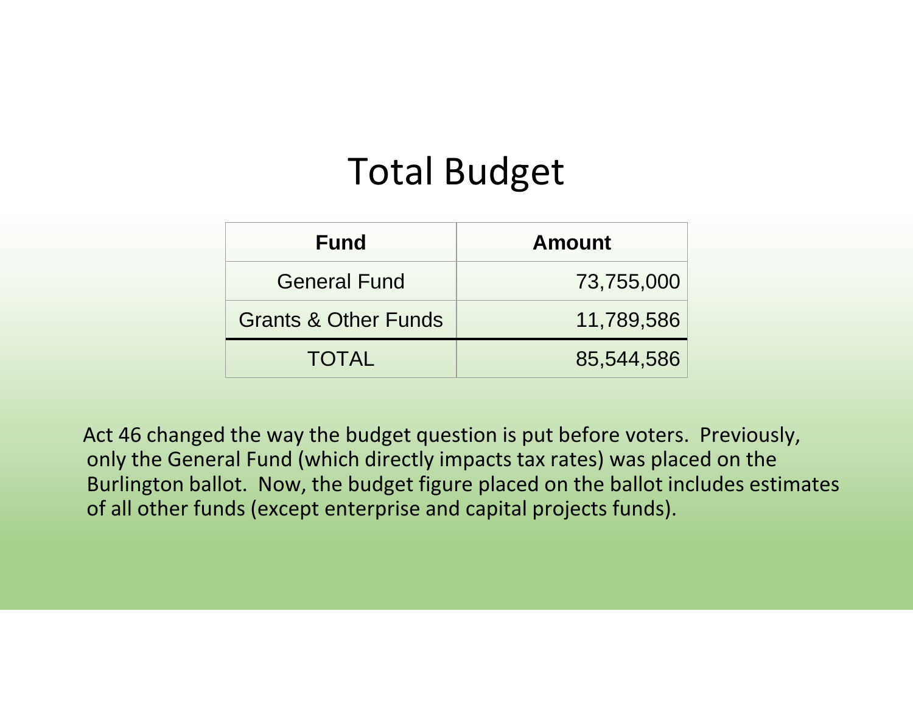# Total Budget

| Fund | Amount |
|---|---|
| General Fund | 73,755,000 |
| Grants & Other Funds | 11,789,586 |
| TOTAL | 85,544,586 |

Act 46 changed the way the budget question is put before voters. Previously, only the General Fund (which directly impacts tax rates) was placed on the Burlington ballot. Now, the budget figure placed on the ballot includes estimates of all other funds (except enterprise and capital projects funds).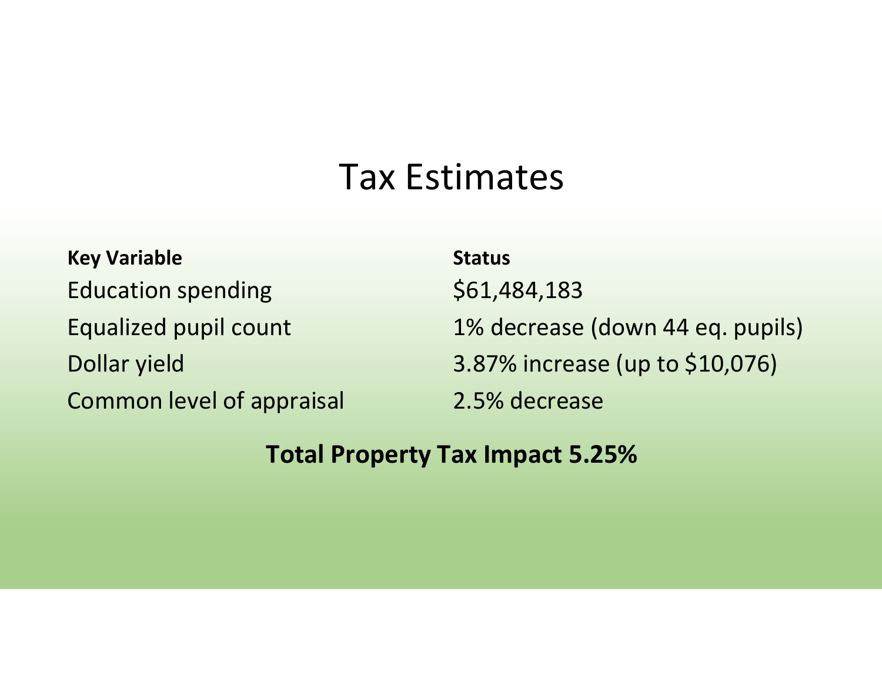# Tax Estimates

| Key Variable | Status |
|---|---|
| Education spending | $61,484,183 |
| Equalized pupil count | 1% decrease (down 44 eq. pupils) |
| Dollar yield | 3.87% increase (up to $10,076) |
| Common level of appraisal | 2.5% decrease |

**Total Property Tax Impact 5.25%**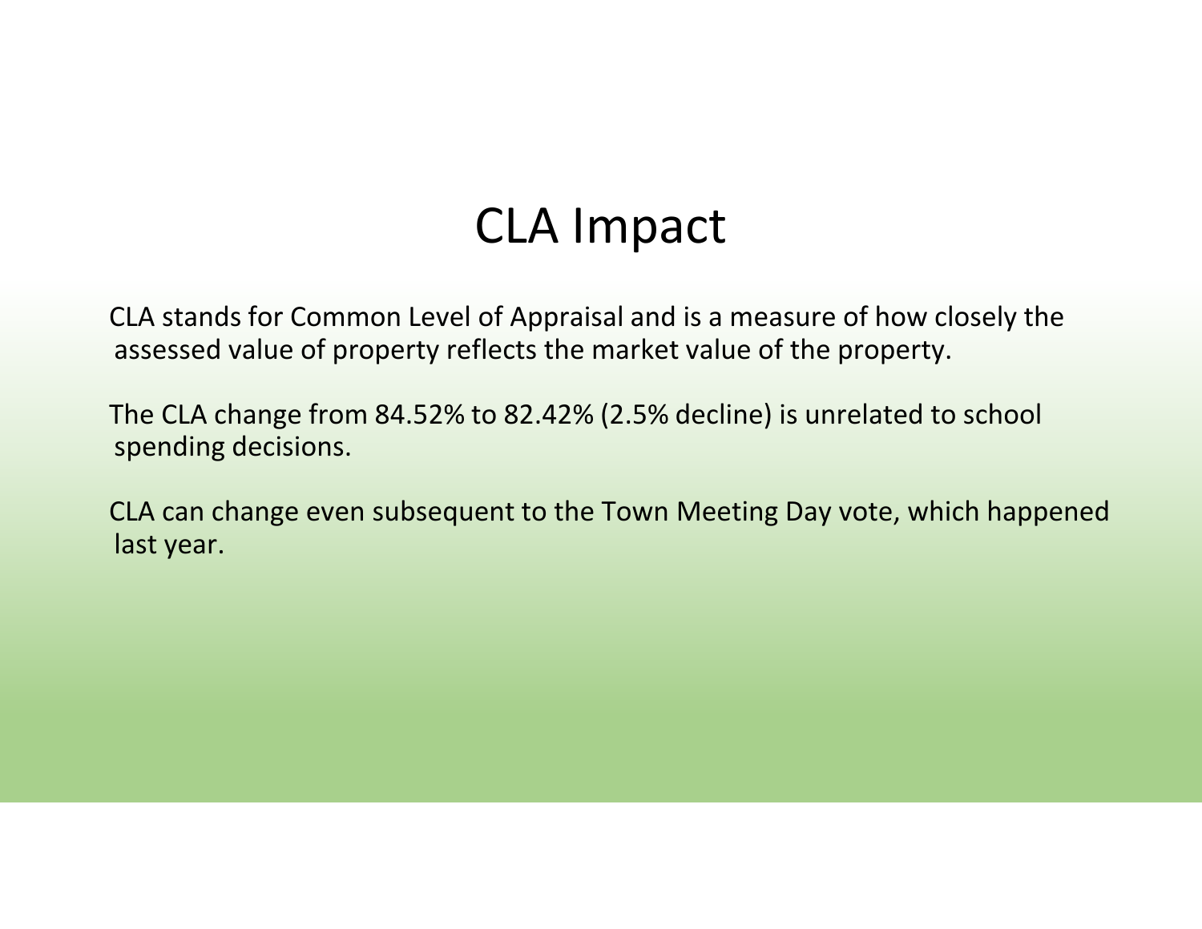# CLA Impact

CLA stands for Common Level of Appraisal and is a measure of how closely the assessed value of property reflects the market value of the property.

The CLA change from 84.52% to 82.42% (2.5% decline) is unrelated to school spending decisions.

CLA can change even subsequent to the Town Meeting Day vote, which happened last year.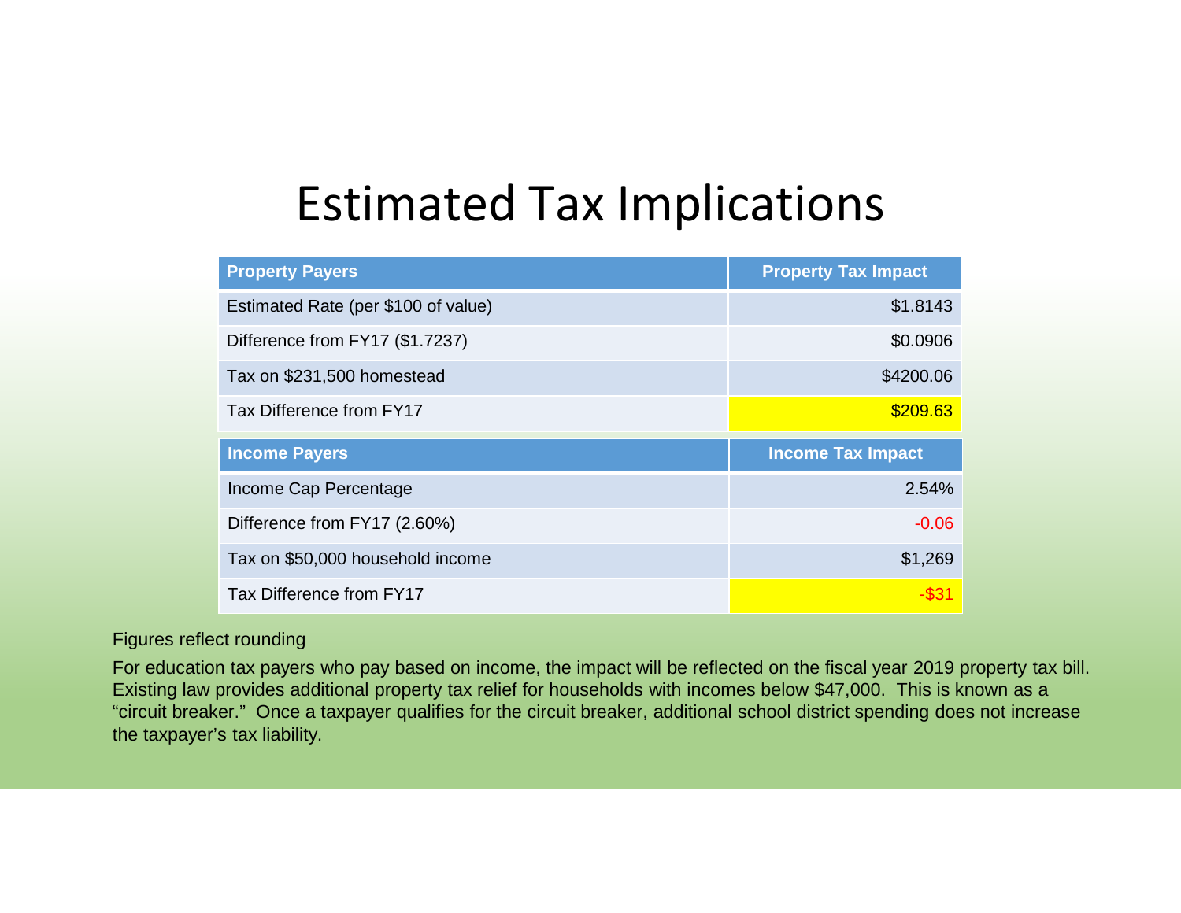# Estimated Tax Implications

| Property Payers | Property Tax Impact |
|---|---|
| Estimated Rate (per $100 of value) | $1.8143 |
| Difference from FY17 ($1.7237) | $0.0906 |
| Tax on $231,500 homestead | $4200.06 |
| Tax Difference from FY17 | $209.63 |

| Income Payers | Income Tax Impact |
|---|---|
| Income Cap Percentage | 2.54% |
| Difference from FY17 (2.60%) | -0.06 |
| Tax on $50,000 household income | $1,269 |
| Tax Difference from FY17 | -$31 |

Figures reflect rounding

For education tax payers who pay based on income, the impact will be reflected on the fiscal year 2019 property tax bill. Existing law provides additional property tax relief for households with incomes below $47,000. This is known as a "circuit breaker." Once a taxpayer qualifies for the circuit breaker, additional school district spending does not increase the taxpayer's tax liability.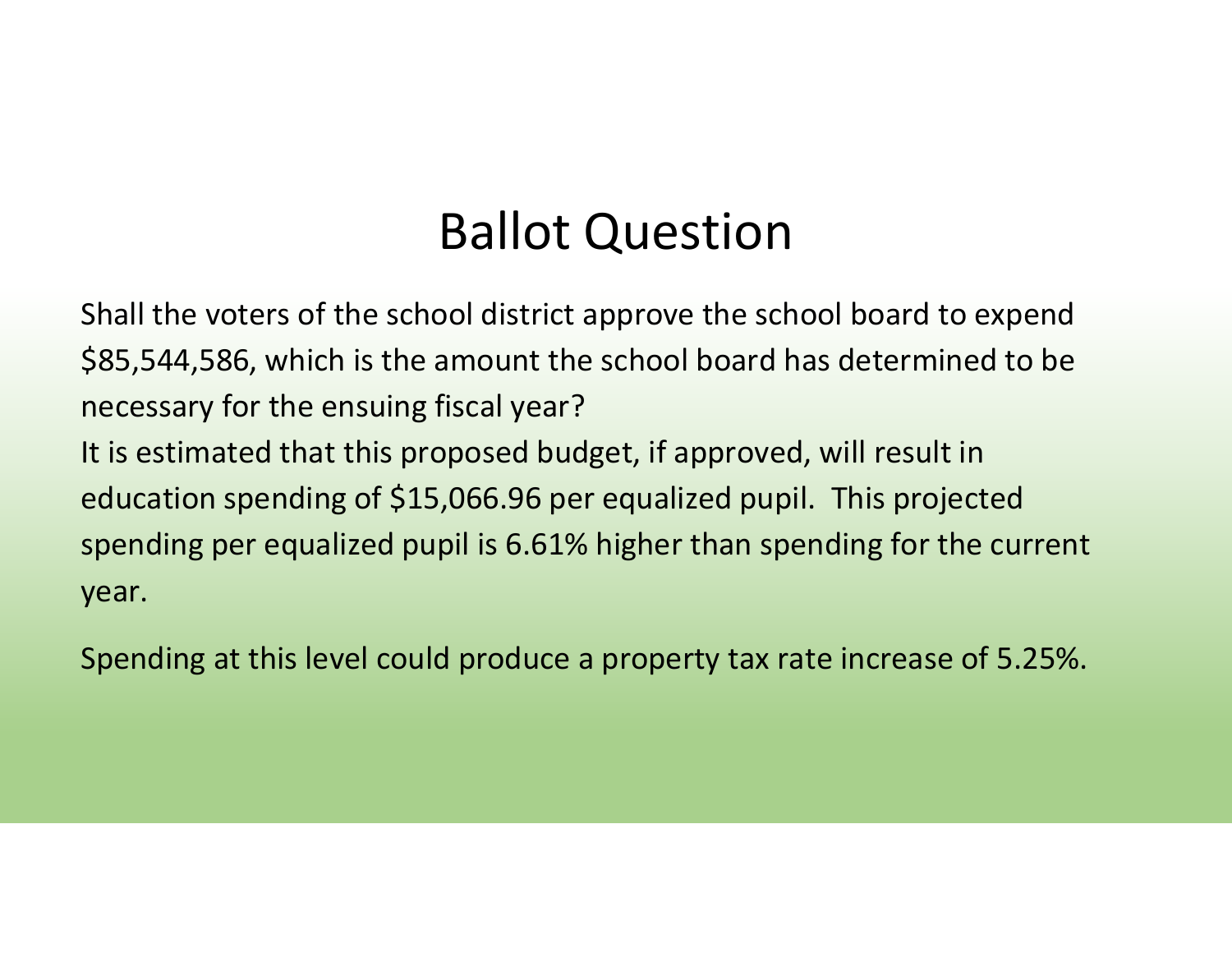# Ballot Question

Shall the voters of the school district approve the school board to expend $85,544,586, which is the amount the school board has determined to be necessary for the ensuing fiscal year?

It is estimated that this proposed budget, if approved, will result in education spending of $15,066.96 per equalized pupil. This projected spending per equalized pupil is 6.61% higher than spending for the current year.

Spending at this level could produce a property tax rate increase of 5.25%.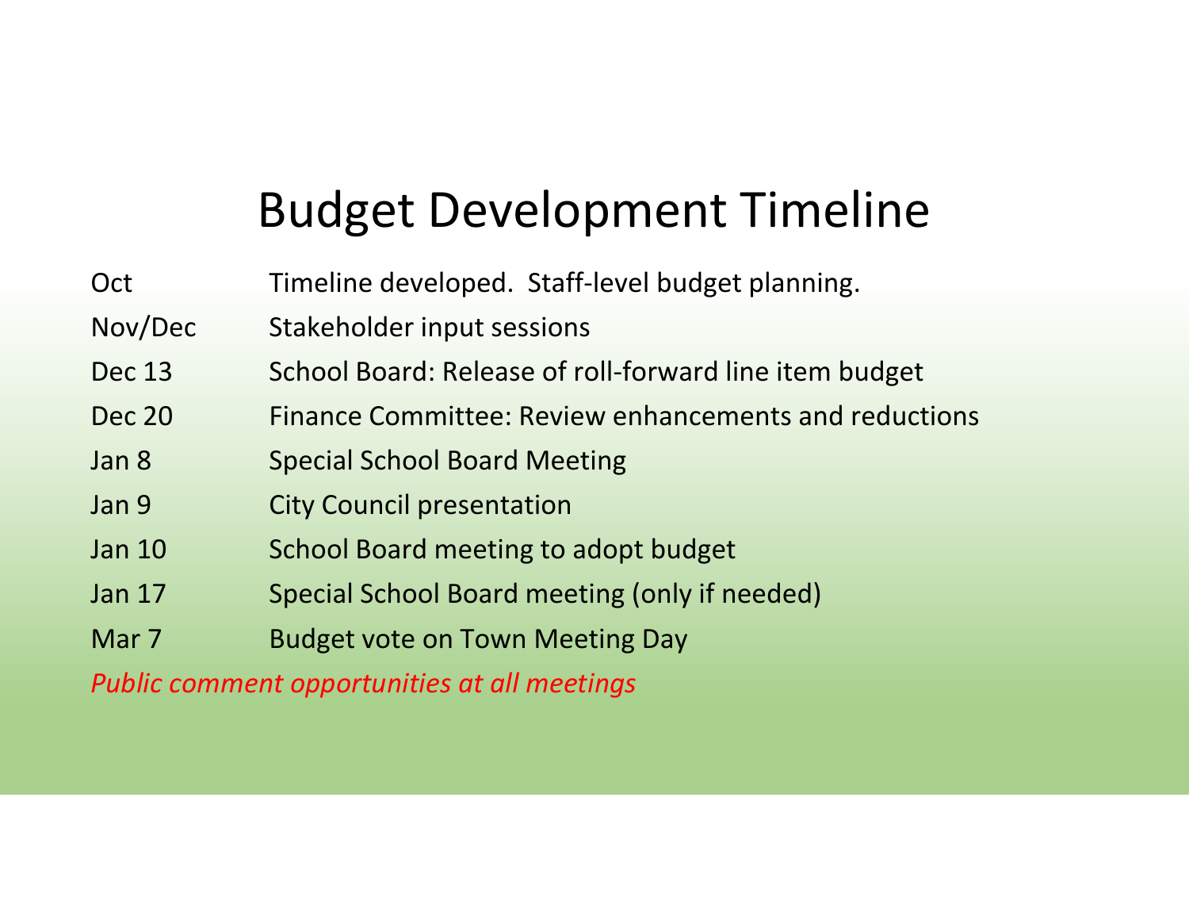# Budget Development Timeline

| | |
|---|---|
| Oct | Timeline developed. Staff-level budget planning. |
| Nov/Dec | Stakeholder input sessions |
| Dec 13 | School Board: Release of roll-forward line item budget |
| Dec 20 | Finance Committee: Review enhancements and reductions |
| Jan 8 | Special School Board Meeting |
| Jan 9 | City Council presentation |
| Jan 10 | School Board meeting to adopt budget |
| Jan 17 | Special School Board meeting (only if needed) |
| Mar 7 | Budget vote on Town Meeting Day |

*Public comment opportunities at all meetings*